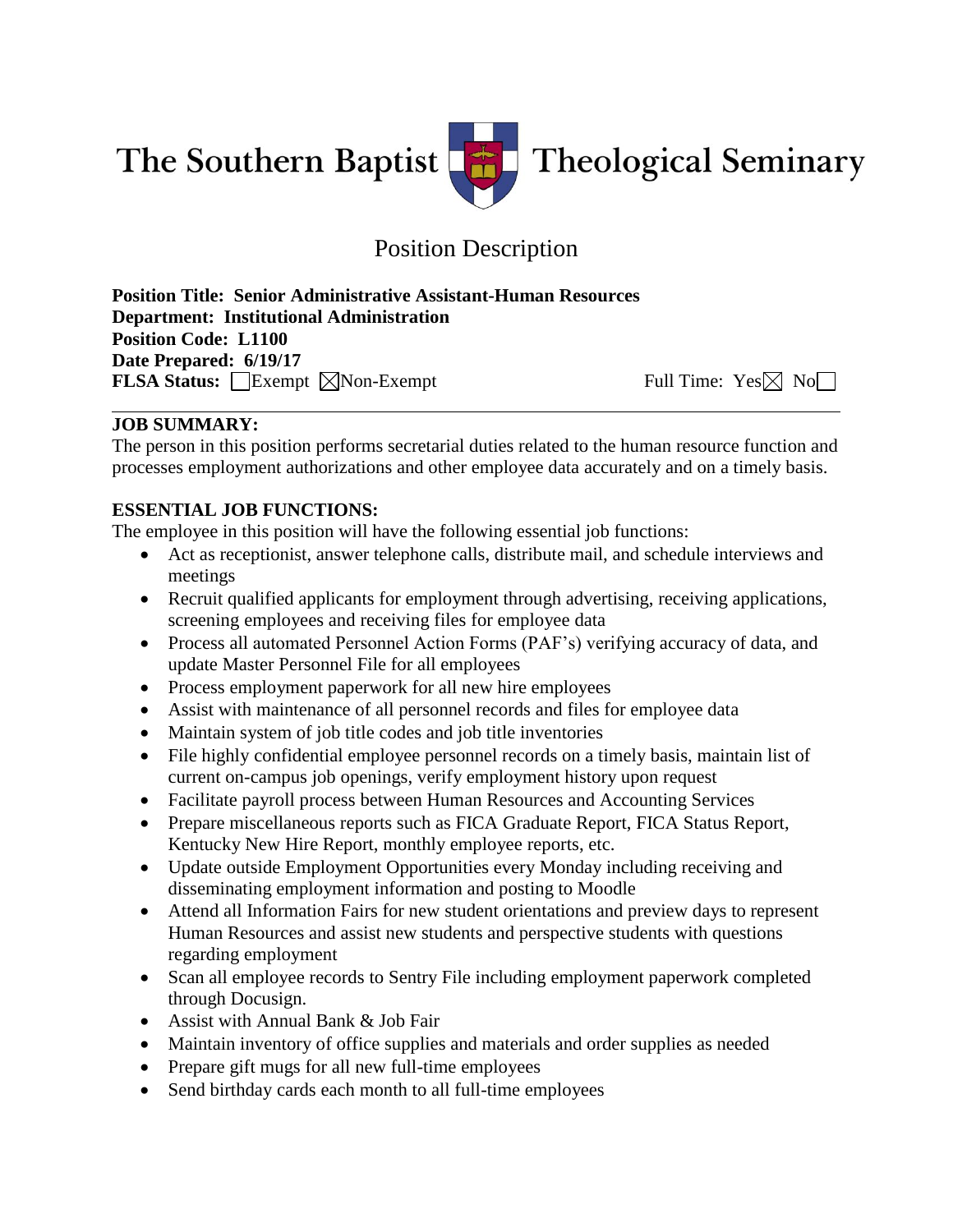# The Southern Baptist Theological Seminary

## Position Description

**Position Title: Senior Administrative Assistant-Human Resources**
**Department: Institutional Administration**
**Position Code: L1100**
**Date Prepared: 6/19/17**
**FLSA Status:** ☐Exempt ☒Non-Exempt Full Time: Yes☒ No☐

---

**JOB SUMMARY:**
The person in this position performs secretarial duties related to the human resource function and processes employment authorizations and other employee data accurately and on a timely basis.

**ESSENTIAL JOB FUNCTIONS:**
The employee in this position will have the following essential job functions:

- Act as receptionist, answer telephone calls, distribute mail, and schedule interviews and meetings
- Recruit qualified applicants for employment through advertising, receiving applications, screening employees and receiving files for employee data
- Process all automated Personnel Action Forms (PAF's) verifying accuracy of data, and update Master Personnel File for all employees
- Process employment paperwork for all new hire employees
- Assist with maintenance of all personnel records and files for employee data
- Maintain system of job title codes and job title inventories
- File highly confidential employee personnel records on a timely basis, maintain list of current on-campus job openings, verify employment history upon request
- Facilitate payroll process between Human Resources and Accounting Services
- Prepare miscellaneous reports such as FICA Graduate Report, FICA Status Report, Kentucky New Hire Report, monthly employee reports, etc.
- Update outside Employment Opportunities every Monday including receiving and disseminating employment information and posting to Moodle
- Attend all Information Fairs for new student orientations and preview days to represent Human Resources and assist new students and perspective students with questions regarding employment
- Scan all employee records to Sentry File including employment paperwork completed through Docusign.
- Assist with Annual Bank & Job Fair
- Maintain inventory of office supplies and materials and order supplies as needed
- Prepare gift mugs for all new full-time employees
- Send birthday cards each month to all full-time employees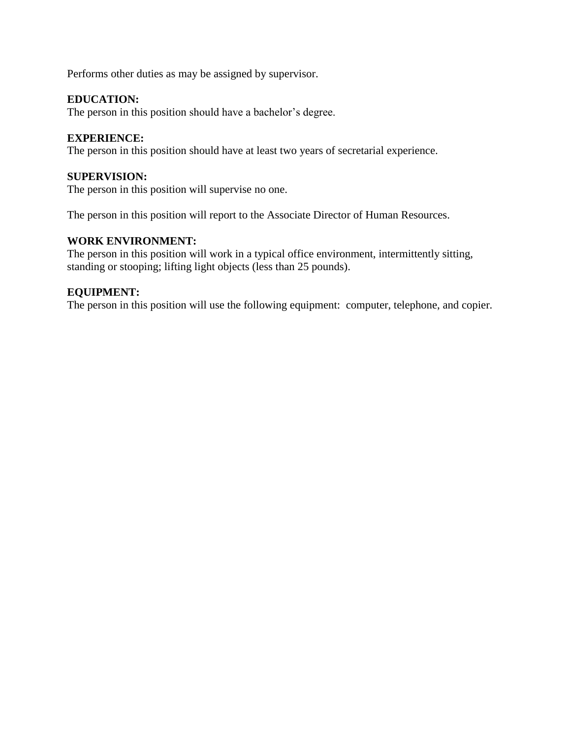Performs other duties as may be assigned by supervisor.

**EDUCATION:**
The person in this position should have a bachelor's degree.

**EXPERIENCE:**
The person in this position should have at least two years of secretarial experience.

**SUPERVISION:**
The person in this position will supervise no one.

The person in this position will report to the Associate Director of Human Resources.

**WORK ENVIRONMENT:**
The person in this position will work in a typical office environment, intermittently sitting, standing or stooping; lifting light objects (less than 25 pounds).

**EQUIPMENT:**
The person in this position will use the following equipment: computer, telephone, and copier.